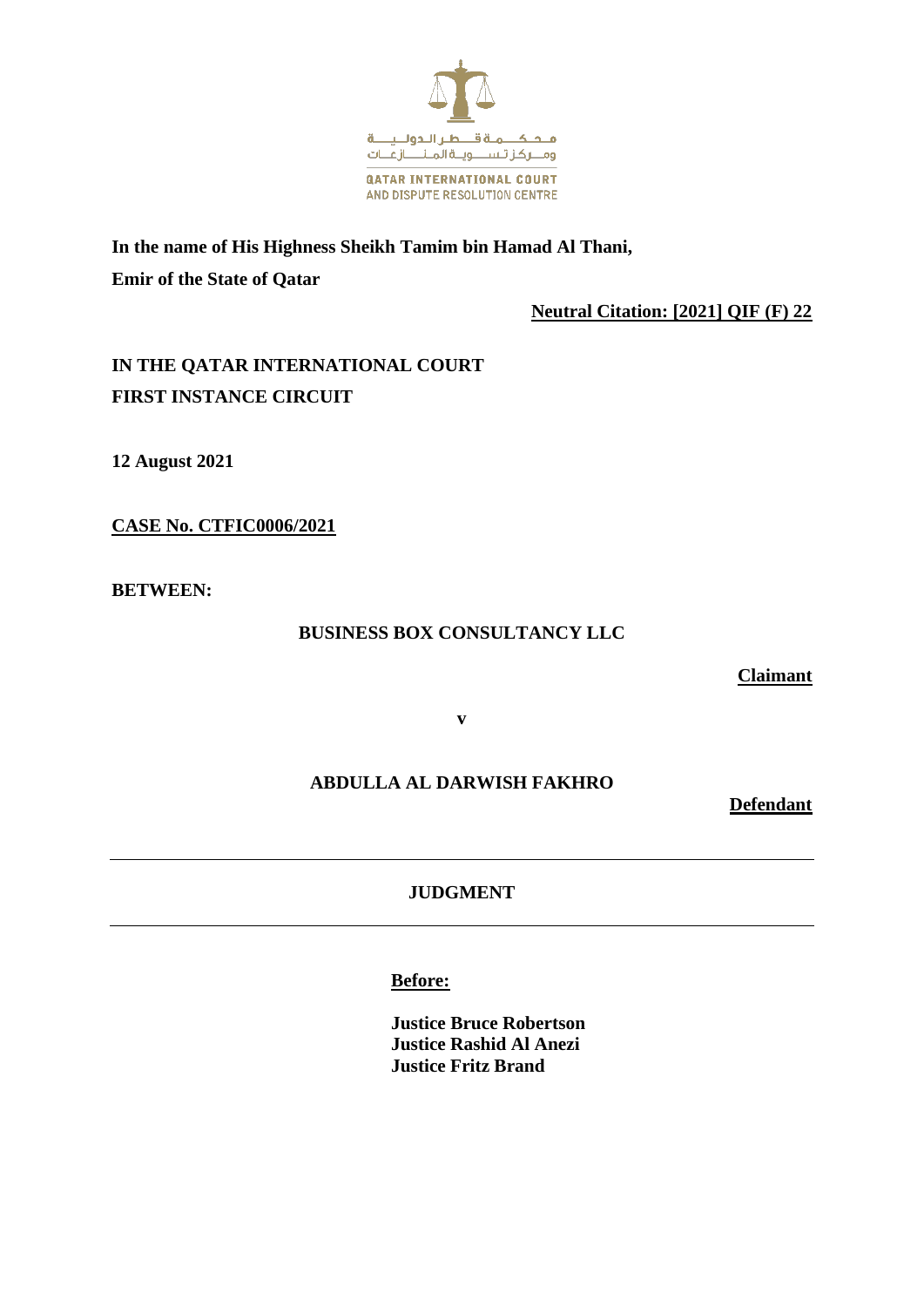محكمة قطر الدولية
ومركز تسوية المنازعات

QATAR INTERNATIONAL COURT
AND DISPUTE RESOLUTION CENTRE

**In the name of His Highness Sheikh Tamim bin Hamad Al Thani,**
**Emir of the State of Qatar**

**Neutral Citation: [2021] QIF (F) 22**

**IN THE QATAR INTERNATIONAL COURT**
**FIRST INSTANCE CIRCUIT**

**12 August 2021**

**CASE No. CTFIC0006/2021**

**BETWEEN:**

**BUSINESS BOX CONSULTANCY LLC**

**Claimant**

**v**

**ABDULLA AL DARWISH FAKHRO**

**Defendant**

---

**JUDGMENT**

---

**Before:**

**Justice Bruce Robertson**
**Justice Rashid Al Anezi**
**Justice Fritz Brand**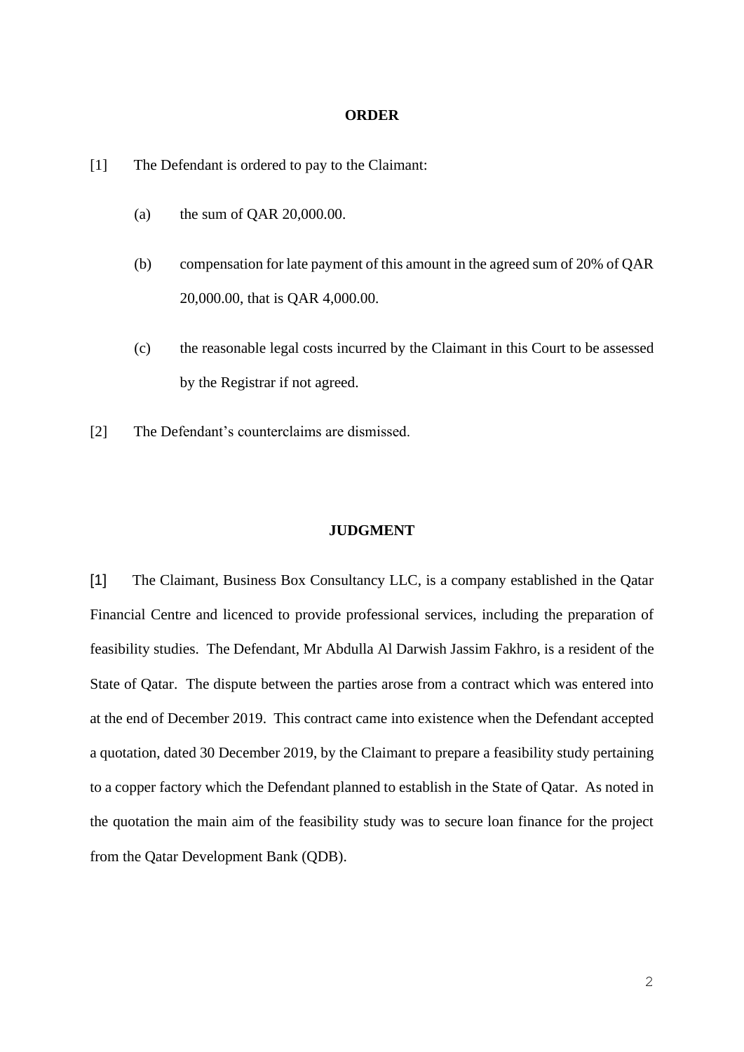## ORDER

[1] The Defendant is ordered to pay to the Claimant:

(a) the sum of QAR 20,000.00.

(b) compensation for late payment of this amount in the agreed sum of 20% of QAR 20,000.00, that is QAR 4,000.00.

(c) the reasonable legal costs incurred by the Claimant in this Court to be assessed by the Registrar if not agreed.

[2] The Defendant's counterclaims are dismissed.

## JUDGMENT

[1] The Claimant, Business Box Consultancy LLC, is a company established in the Qatar Financial Centre and licenced to provide professional services, including the preparation of feasibility studies. The Defendant, Mr Abdulla Al Darwish Jassim Fakhro, is a resident of the State of Qatar. The dispute between the parties arose from a contract which was entered into at the end of December 2019. This contract came into existence when the Defendant accepted a quotation, dated 30 December 2019, by the Claimant to prepare a feasibility study pertaining to a copper factory which the Defendant planned to establish in the State of Qatar. As noted in the quotation the main aim of the feasibility study was to secure loan finance for the project from the Qatar Development Bank (QDB).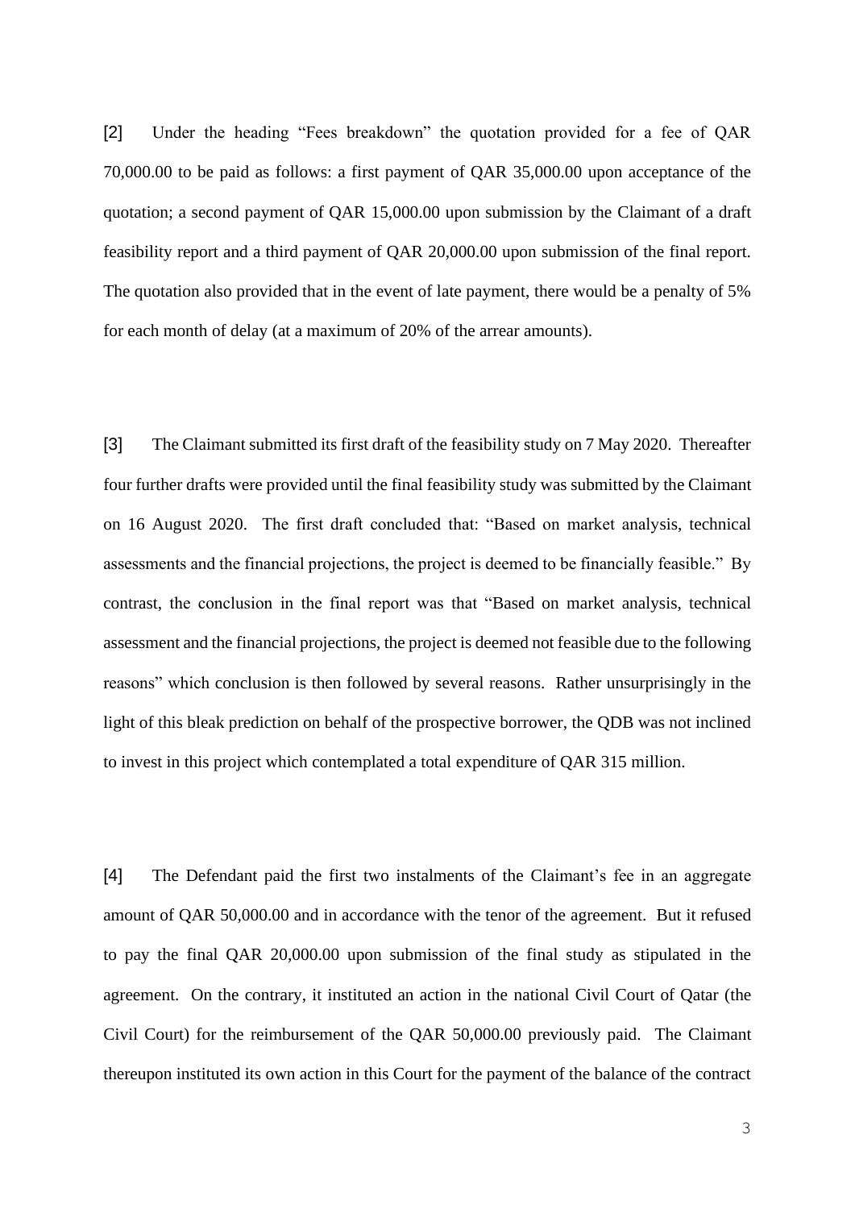[2] Under the heading "Fees breakdown" the quotation provided for a fee of QAR 70,000.00 to be paid as follows: a first payment of QAR 35,000.00 upon acceptance of the quotation; a second payment of QAR 15,000.00 upon submission by the Claimant of a draft feasibility report and a third payment of QAR 20,000.00 upon submission of the final report. The quotation also provided that in the event of late payment, there would be a penalty of 5% for each month of delay (at a maximum of 20% of the arrear amounts).

[3] The Claimant submitted its first draft of the feasibility study on 7 May 2020. Thereafter four further drafts were provided until the final feasibility study was submitted by the Claimant on 16 August 2020. The first draft concluded that: "Based on market analysis, technical assessments and the financial projections, the project is deemed to be financially feasible." By contrast, the conclusion in the final report was that "Based on market analysis, technical assessment and the financial projections, the project is deemed not feasible due to the following reasons" which conclusion is then followed by several reasons. Rather unsurprisingly in the light of this bleak prediction on behalf of the prospective borrower, the QDB was not inclined to invest in this project which contemplated a total expenditure of QAR 315 million.

[4] The Defendant paid the first two instalments of the Claimant's fee in an aggregate amount of QAR 50,000.00 and in accordance with the tenor of the agreement. But it refused to pay the final QAR 20,000.00 upon submission of the final study as stipulated in the agreement. On the contrary, it instituted an action in the national Civil Court of Qatar (the Civil Court) for the reimbursement of the QAR 50,000.00 previously paid. The Claimant thereupon instituted its own action in this Court for the payment of the balance of the contract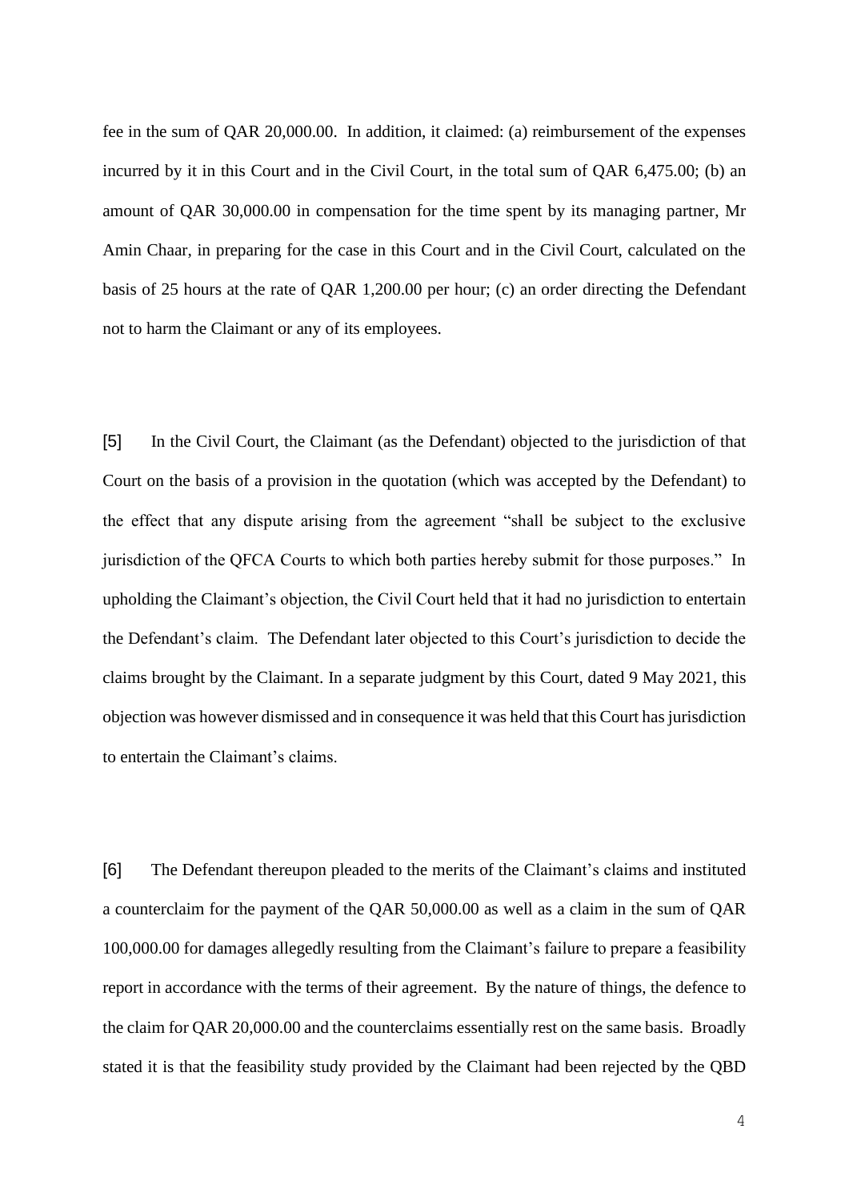fee in the sum of QAR 20,000.00. In addition, it claimed: (a) reimbursement of the expenses incurred by it in this Court and in the Civil Court, in the total sum of QAR 6,475.00; (b) an amount of QAR 30,000.00 in compensation for the time spent by its managing partner, Mr Amin Chaar, in preparing for the case in this Court and in the Civil Court, calculated on the basis of 25 hours at the rate of QAR 1,200.00 per hour; (c) an order directing the Defendant not to harm the Claimant or any of its employees.

[5] In the Civil Court, the Claimant (as the Defendant) objected to the jurisdiction of that Court on the basis of a provision in the quotation (which was accepted by the Defendant) to the effect that any dispute arising from the agreement "shall be subject to the exclusive jurisdiction of the QFCA Courts to which both parties hereby submit for those purposes." In upholding the Claimant's objection, the Civil Court held that it had no jurisdiction to entertain the Defendant's claim. The Defendant later objected to this Court's jurisdiction to decide the claims brought by the Claimant. In a separate judgment by this Court, dated 9 May 2021, this objection was however dismissed and in consequence it was held that this Court has jurisdiction to entertain the Claimant's claims.

[6] The Defendant thereupon pleaded to the merits of the Claimant's claims and instituted a counterclaim for the payment of the QAR 50,000.00 as well as a claim in the sum of QAR 100,000.00 for damages allegedly resulting from the Claimant's failure to prepare a feasibility report in accordance with the terms of their agreement. By the nature of things, the defence to the claim for QAR 20,000.00 and the counterclaims essentially rest on the same basis. Broadly stated it is that the feasibility study provided by the Claimant had been rejected by the QBD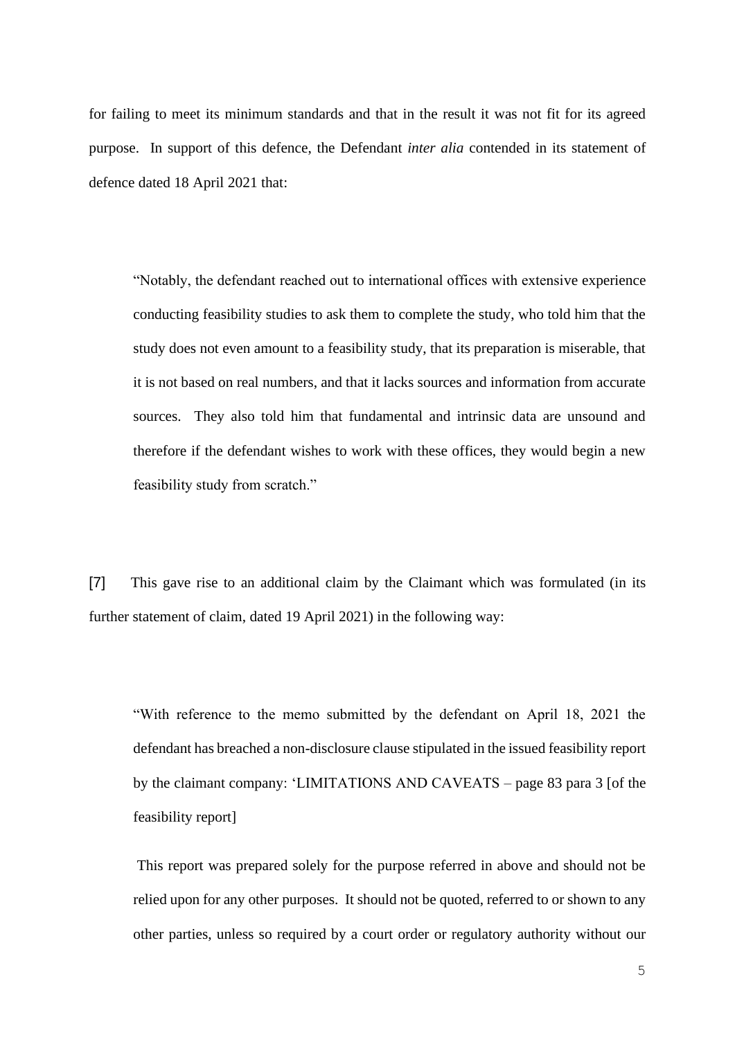for failing to meet its minimum standards and that in the result it was not fit for its agreed purpose. In support of this defence, the Defendant *inter alia* contended in its statement of defence dated 18 April 2021 that:

> "Notably, the defendant reached out to international offices with extensive experience conducting feasibility studies to ask them to complete the study, who told him that the study does not even amount to a feasibility study, that its preparation is miserable, that it is not based on real numbers, and that it lacks sources and information from accurate sources. They also told him that fundamental and intrinsic data are unsound and therefore if the defendant wishes to work with these offices, they would begin a new feasibility study from scratch."

[7] This gave rise to an additional claim by the Claimant which was formulated (in its further statement of claim, dated 19 April 2021) in the following way:

> "With reference to the memo submitted by the defendant on April 18, 2021 the defendant has breached a non-disclosure clause stipulated in the issued feasibility report by the claimant company: 'LIMITATIONS AND CAVEATS – page 83 para 3 [of the feasibility report]
>
> This report was prepared solely for the purpose referred in above and should not be relied upon for any other purposes. It should not be quoted, referred to or shown to any other parties, unless so required by a court order or regulatory authority without our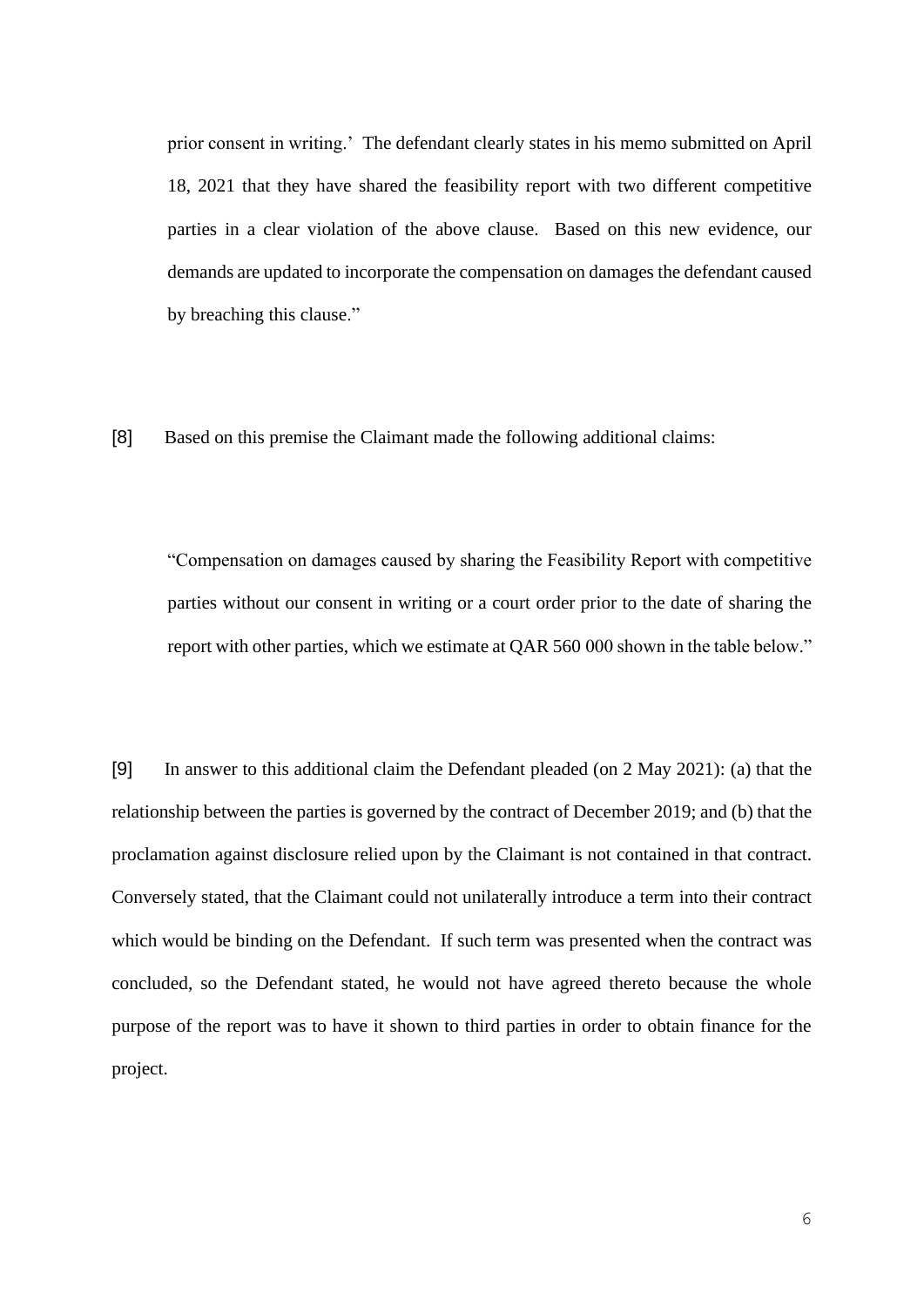> prior consent in writing.' The defendant clearly states in his memo submitted on April 18, 2021 that they have shared the feasibility report with two different competitive parties in a clear violation of the above clause. Based on this new evidence, our demands are updated to incorporate the compensation on damages the defendant caused by breaching this clause."

[8] Based on this premise the Claimant made the following additional claims:

> "Compensation on damages caused by sharing the Feasibility Report with competitive parties without our consent in writing or a court order prior to the date of sharing the report with other parties, which we estimate at QAR 560 000 shown in the table below."

[9] In answer to this additional claim the Defendant pleaded (on 2 May 2021): (a) that the relationship between the parties is governed by the contract of December 2019; and (b) that the proclamation against disclosure relied upon by the Claimant is not contained in that contract. Conversely stated, that the Claimant could not unilaterally introduce a term into their contract which would be binding on the Defendant. If such term was presented when the contract was concluded, so the Defendant stated, he would not have agreed thereto because the whole purpose of the report was to have it shown to third parties in order to obtain finance for the project.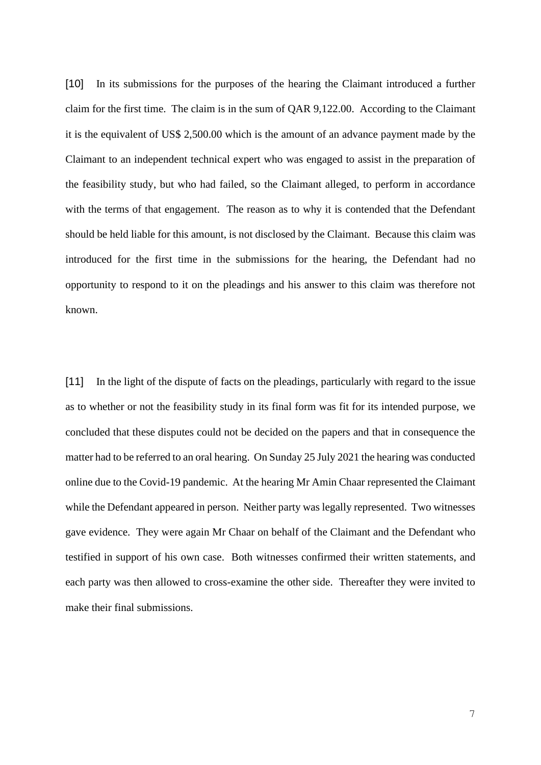[10] In its submissions for the purposes of the hearing the Claimant introduced a further claim for the first time. The claim is in the sum of QAR 9,122.00. According to the Claimant it is the equivalent of US$ 2,500.00 which is the amount of an advance payment made by the Claimant to an independent technical expert who was engaged to assist in the preparation of the feasibility study, but who had failed, so the Claimant alleged, to perform in accordance with the terms of that engagement. The reason as to why it is contended that the Defendant should be held liable for this amount, is not disclosed by the Claimant. Because this claim was introduced for the first time in the submissions for the hearing, the Defendant had no opportunity to respond to it on the pleadings and his answer to this claim was therefore not known.

[11] In the light of the dispute of facts on the pleadings, particularly with regard to the issue as to whether or not the feasibility study in its final form was fit for its intended purpose, we concluded that these disputes could not be decided on the papers and that in consequence the matter had to be referred to an oral hearing. On Sunday 25 July 2021 the hearing was conducted online due to the Covid-19 pandemic. At the hearing Mr Amin Chaar represented the Claimant while the Defendant appeared in person. Neither party was legally represented. Two witnesses gave evidence. They were again Mr Chaar on behalf of the Claimant and the Defendant who testified in support of his own case. Both witnesses confirmed their written statements, and each party was then allowed to cross-examine the other side. Thereafter they were invited to make their final submissions.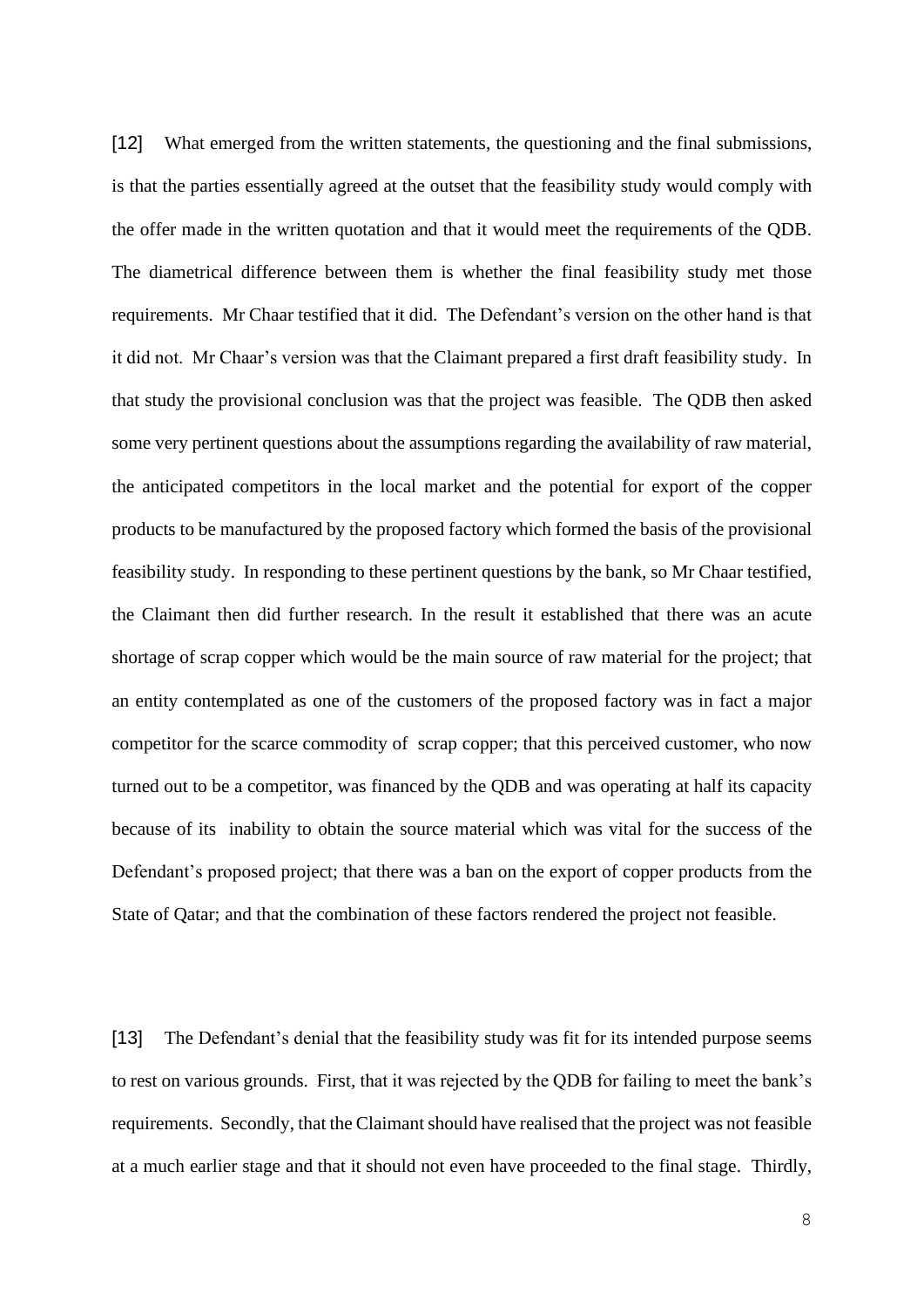[12] What emerged from the written statements, the questioning and the final submissions, is that the parties essentially agreed at the outset that the feasibility study would comply with the offer made in the written quotation and that it would meet the requirements of the QDB. The diametrical difference between them is whether the final feasibility study met those requirements. Mr Chaar testified that it did. The Defendant's version on the other hand is that it did not. Mr Chaar's version was that the Claimant prepared a first draft feasibility study. In that study the provisional conclusion was that the project was feasible. The QDB then asked some very pertinent questions about the assumptions regarding the availability of raw material, the anticipated competitors in the local market and the potential for export of the copper products to be manufactured by the proposed factory which formed the basis of the provisional feasibility study. In responding to these pertinent questions by the bank, so Mr Chaar testified, the Claimant then did further research. In the result it established that there was an acute shortage of scrap copper which would be the main source of raw material for the project; that an entity contemplated as one of the customers of the proposed factory was in fact a major competitor for the scarce commodity of scrap copper; that this perceived customer, who now turned out to be a competitor, was financed by the QDB and was operating at half its capacity because of its inability to obtain the source material which was vital for the success of the Defendant's proposed project; that there was a ban on the export of copper products from the State of Qatar; and that the combination of these factors rendered the project not feasible.

[13] The Defendant's denial that the feasibility study was fit for its intended purpose seems to rest on various grounds. First, that it was rejected by the QDB for failing to meet the bank's requirements. Secondly, that the Claimant should have realised that the project was not feasible at a much earlier stage and that it should not even have proceeded to the final stage. Thirdly,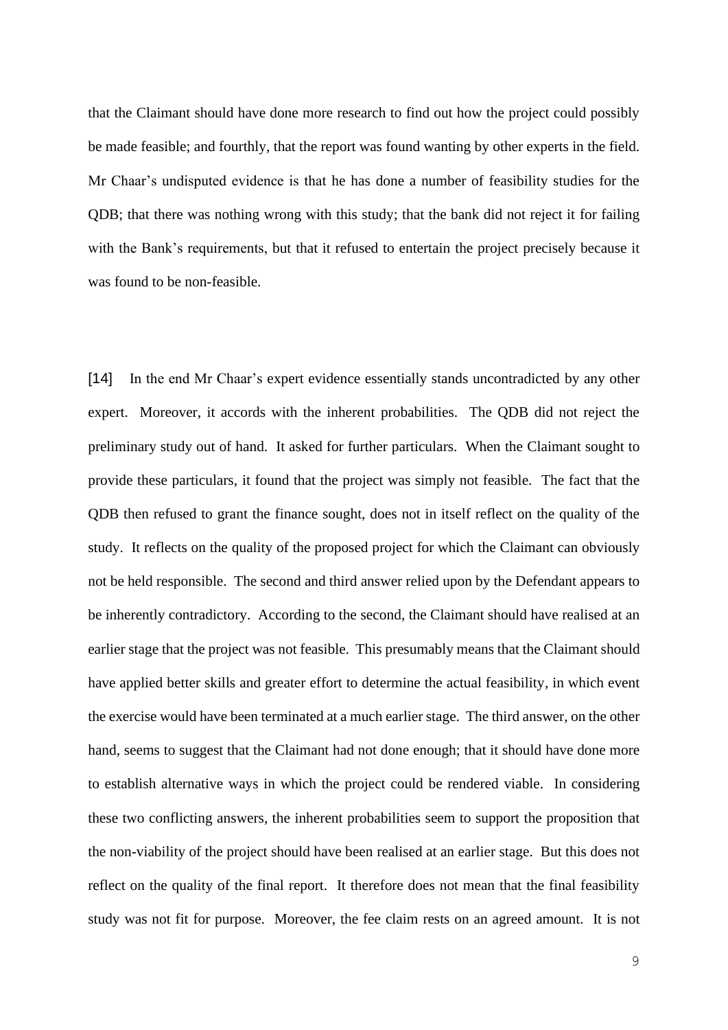that the Claimant should have done more research to find out how the project could possibly be made feasible; and fourthly, that the report was found wanting by other experts in the field. Mr Chaar's undisputed evidence is that he has done a number of feasibility studies for the QDB; that there was nothing wrong with this study; that the bank did not reject it for failing with the Bank's requirements, but that it refused to entertain the project precisely because it was found to be non-feasible.

[14] In the end Mr Chaar's expert evidence essentially stands uncontradicted by any other expert. Moreover, it accords with the inherent probabilities. The QDB did not reject the preliminary study out of hand. It asked for further particulars. When the Claimant sought to provide these particulars, it found that the project was simply not feasible. The fact that the QDB then refused to grant the finance sought, does not in itself reflect on the quality of the study. It reflects on the quality of the proposed project for which the Claimant can obviously not be held responsible. The second and third answer relied upon by the Defendant appears to be inherently contradictory. According to the second, the Claimant should have realised at an earlier stage that the project was not feasible. This presumably means that the Claimant should have applied better skills and greater effort to determine the actual feasibility, in which event the exercise would have been terminated at a much earlier stage. The third answer, on the other hand, seems to suggest that the Claimant had not done enough; that it should have done more to establish alternative ways in which the project could be rendered viable. In considering these two conflicting answers, the inherent probabilities seem to support the proposition that the non-viability of the project should have been realised at an earlier stage. But this does not reflect on the quality of the final report. It therefore does not mean that the final feasibility study was not fit for purpose. Moreover, the fee claim rests on an agreed amount. It is not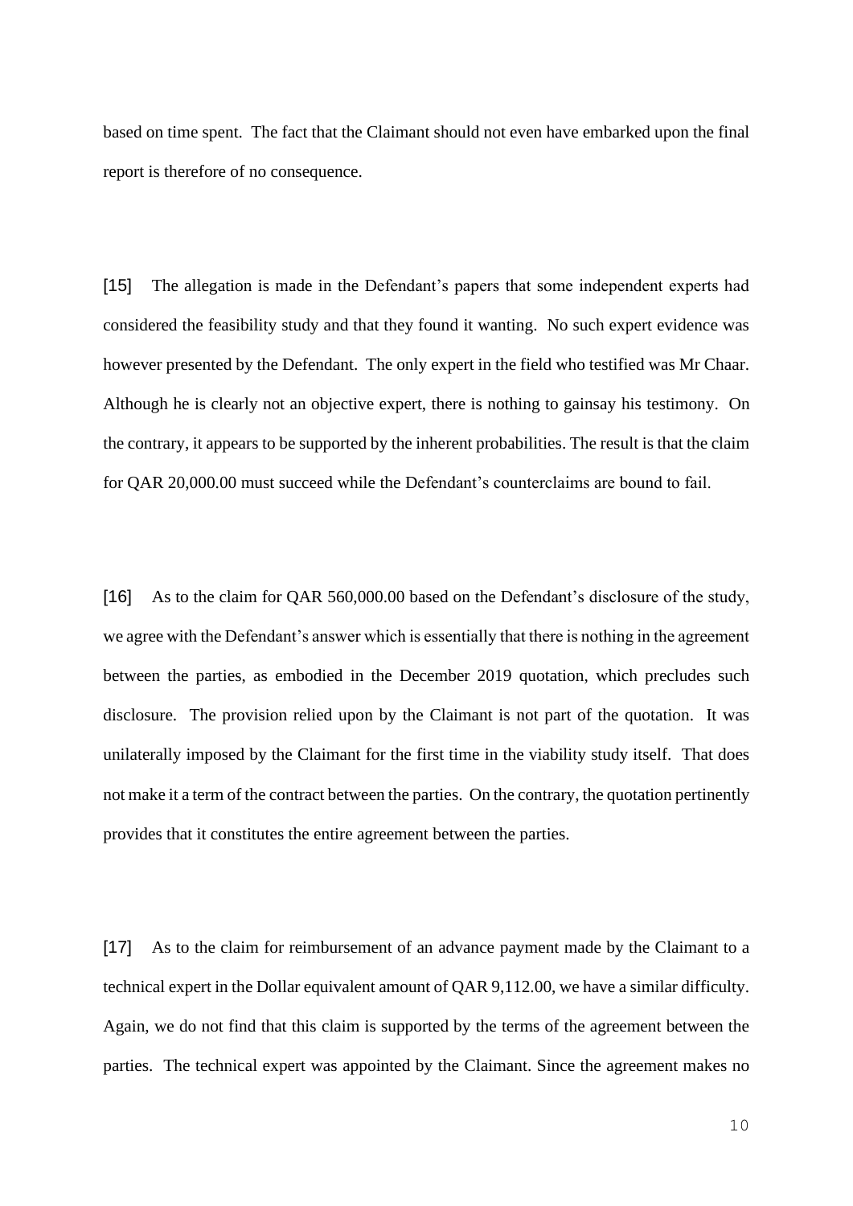based on time spent. The fact that the Claimant should not even have embarked upon the final report is therefore of no consequence.

[15] The allegation is made in the Defendant's papers that some independent experts had considered the feasibility study and that they found it wanting. No such expert evidence was however presented by the Defendant. The only expert in the field who testified was Mr Chaar. Although he is clearly not an objective expert, there is nothing to gainsay his testimony. On the contrary, it appears to be supported by the inherent probabilities. The result is that the claim for QAR 20,000.00 must succeed while the Defendant's counterclaims are bound to fail.

[16] As to the claim for QAR 560,000.00 based on the Defendant's disclosure of the study, we agree with the Defendant's answer which is essentially that there is nothing in the agreement between the parties, as embodied in the December 2019 quotation, which precludes such disclosure. The provision relied upon by the Claimant is not part of the quotation. It was unilaterally imposed by the Claimant for the first time in the viability study itself. That does not make it a term of the contract between the parties. On the contrary, the quotation pertinently provides that it constitutes the entire agreement between the parties.

[17] As to the claim for reimbursement of an advance payment made by the Claimant to a technical expert in the Dollar equivalent amount of QAR 9,112.00, we have a similar difficulty. Again, we do not find that this claim is supported by the terms of the agreement between the parties. The technical expert was appointed by the Claimant. Since the agreement makes no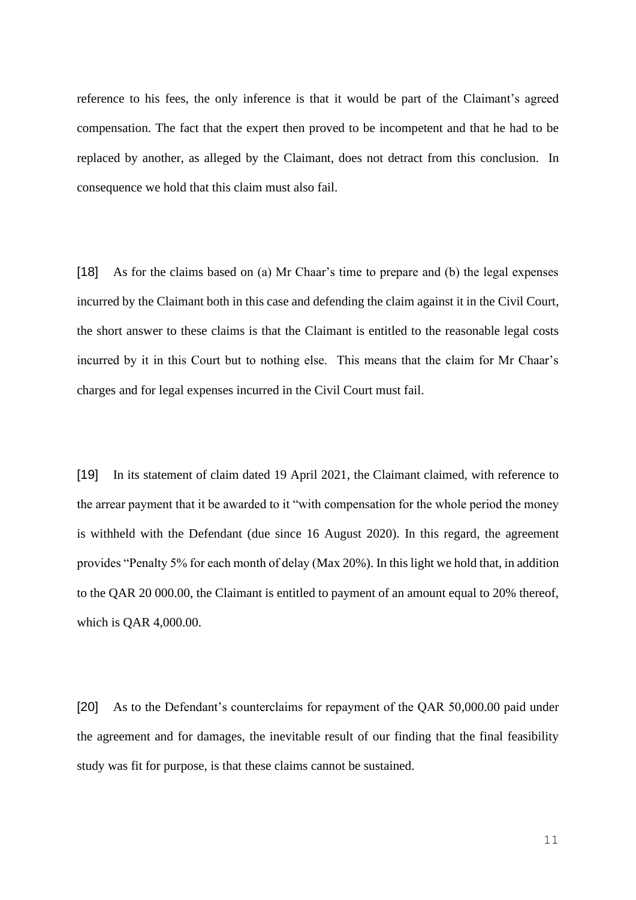reference to his fees, the only inference is that it would be part of the Claimant's agreed compensation. The fact that the expert then proved to be incompetent and that he had to be replaced by another, as alleged by the Claimant, does not detract from this conclusion. In consequence we hold that this claim must also fail.

[18] As for the claims based on (a) Mr Chaar's time to prepare and (b) the legal expenses incurred by the Claimant both in this case and defending the claim against it in the Civil Court, the short answer to these claims is that the Claimant is entitled to the reasonable legal costs incurred by it in this Court but to nothing else. This means that the claim for Mr Chaar's charges and for legal expenses incurred in the Civil Court must fail.

[19] In its statement of claim dated 19 April 2021, the Claimant claimed, with reference to the arrear payment that it be awarded to it "with compensation for the whole period the money is withheld with the Defendant (due since 16 August 2020). In this regard, the agreement provides "Penalty 5% for each month of delay (Max 20%). In this light we hold that, in addition to the QAR 20 000.00, the Claimant is entitled to payment of an amount equal to 20% thereof, which is QAR 4,000.00.

[20] As to the Defendant's counterclaims for repayment of the QAR 50,000.00 paid under the agreement and for damages, the inevitable result of our finding that the final feasibility study was fit for purpose, is that these claims cannot be sustained.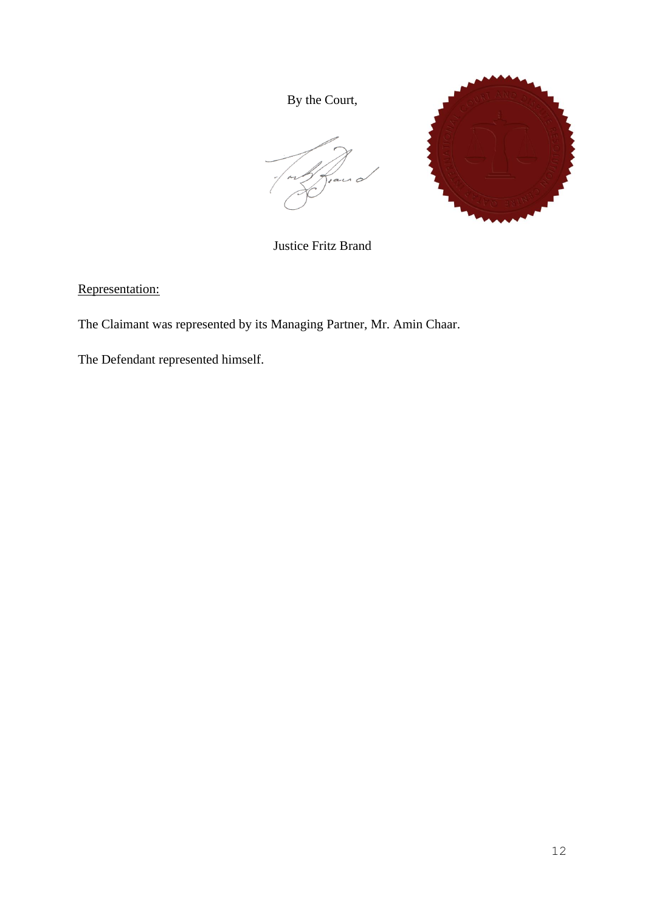By the Court,

Justice Fritz Brand

Representation:

The Claimant was represented by its Managing Partner, Mr. Amin Chaar.

The Defendant represented himself.